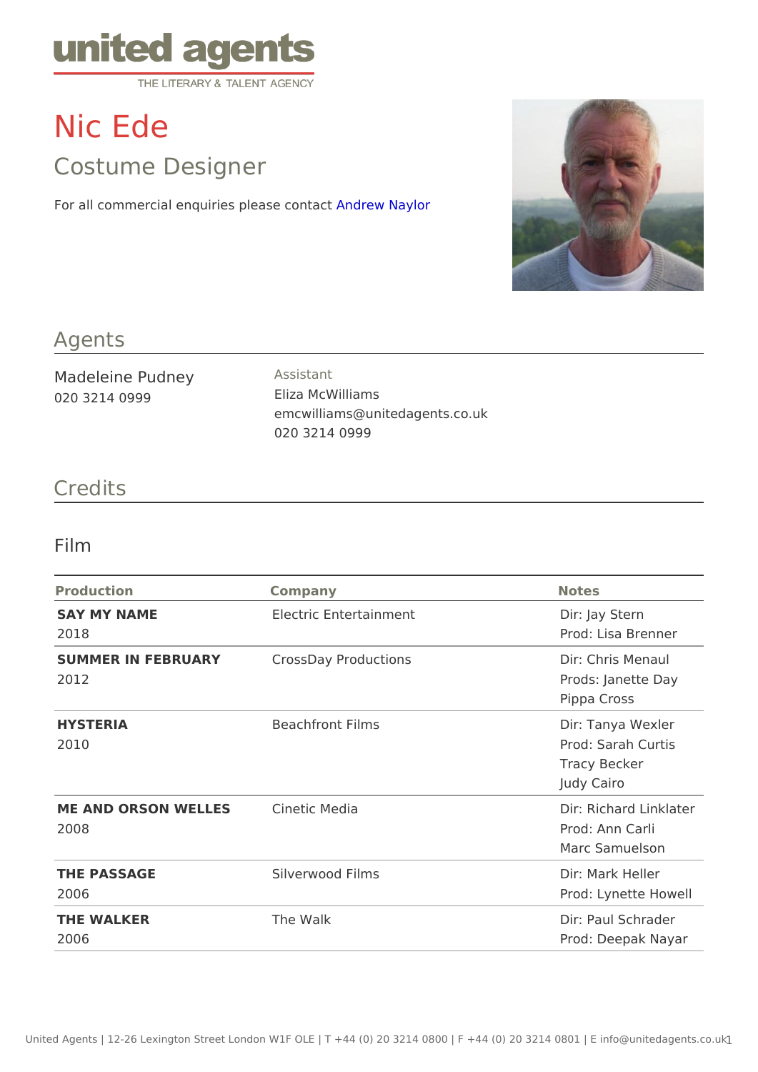united agents
THE LITERARY & TALENT AGENCY

# Nic Ede

## Costume Designer

For all commercial enquiries please contact Andrew Naylor

## Agents

Madeleine Pudney
020 3214 0999

Assistant
Eliza McWilliams
emcwilliams@unitedagents.co.uk
020 3214 0999

## Credits

### Film

| Production | Company | Notes |
|---|---|---|
| **SAY MY NAME** 2018 | Electric Entertainment | Dir: Jay Stern Prod: Lisa Brenner |
| **SUMMER IN FEBRUARY** 2012 | CrossDay Productions | Dir: Chris Menaul Prods: Janette Day Pippa Cross |
| **HYSTERIA** 2010 | Beachfront Films | Dir: Tanya Wexler Prod: Sarah Curtis Tracy Becker Judy Cairo |
| **ME AND ORSON WELLES** 2008 | Cinetic Media | Dir: Richard Linklater Prod: Ann Carli Marc Samuelson |
| **THE PASSAGE** 2006 | Silverwood Films | Dir: Mark Heller Prod: Lynette Howell |
| **THE WALKER** 2006 | The Walk | Dir: Paul Schrader Prod: Deepak Nayar |

United Agents | 12-26 Lexington Street London W1F OLE | T +44 (0) 20 3214 0800 | F +44 (0) 20 3214 0801 | E info@unitedagents.co.uk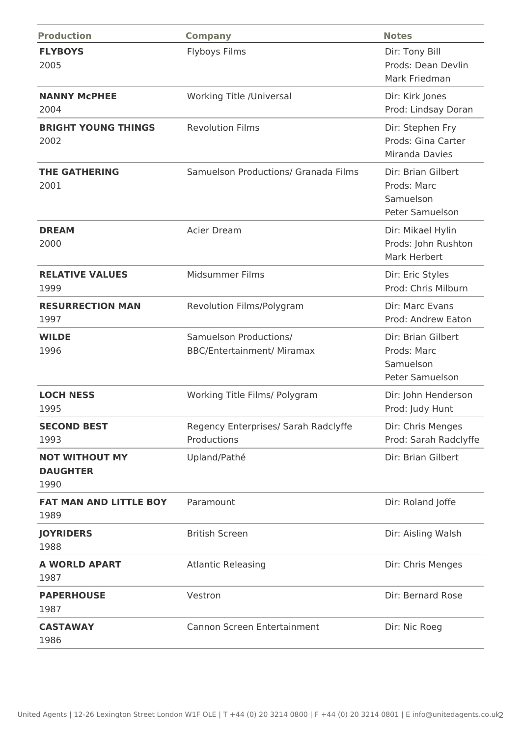| Production | Company | Notes |
| --- | --- | --- |
| **FLYBOYS** 2005 | Flyboys Films | Dir: Tony Bill Prods: Dean Devlin Mark Friedman |
| **NANNY McPHEE** 2004 | Working Title /Universal | Dir: Kirk Jones Prod: Lindsay Doran |
| **BRIGHT YOUNG THINGS** 2002 | Revolution Films | Dir: Stephen Fry Prods: Gina Carter Miranda Davies |
| **THE GATHERING** 2001 | Samuelson Productions/ Granada Films | Dir: Brian Gilbert Prods: Marc Samuelson Peter Samuelson |
| **DREAM** 2000 | Acier Dream | Dir: Mikael Hylin Prods: John Rushton Mark Herbert |
| **RELATIVE VALUES** 1999 | Midsummer Films | Dir: Eric Styles Prod: Chris Milburn |
| **RESURRECTION MAN** 1997 | Revolution Films/Polygram | Dir: Marc Evans Prod: Andrew Eaton |
| **WILDE** 1996 | Samuelson Productions/ BBC/Entertainment/ Miramax | Dir: Brian Gilbert Prods: Marc Samuelson Peter Samuelson |
| **LOCH NESS** 1995 | Working Title Films/ Polygram | Dir: John Henderson Prod: Judy Hunt |
| **SECOND BEST** 1993 | Regency Enterprises/ Sarah Radclyffe Productions | Dir: Chris Menges Prod: Sarah Radclyffe |
| **NOT WITHOUT MY DAUGHTER** 1990 | Upland/Pathé | Dir: Brian Gilbert |
| **FAT MAN AND LITTLE BOY** 1989 | Paramount | Dir: Roland Joffe |
| **JOYRIDERS** 1988 | British Screen | Dir: Aisling Walsh |
| **A WORLD APART** 1987 | Atlantic Releasing | Dir: Chris Menges |
| **PAPERHOUSE** 1987 | Vestron | Dir: Bernard Rose |
| **CASTAWAY** 1986 | Cannon Screen Entertainment | Dir: Nic Roeg |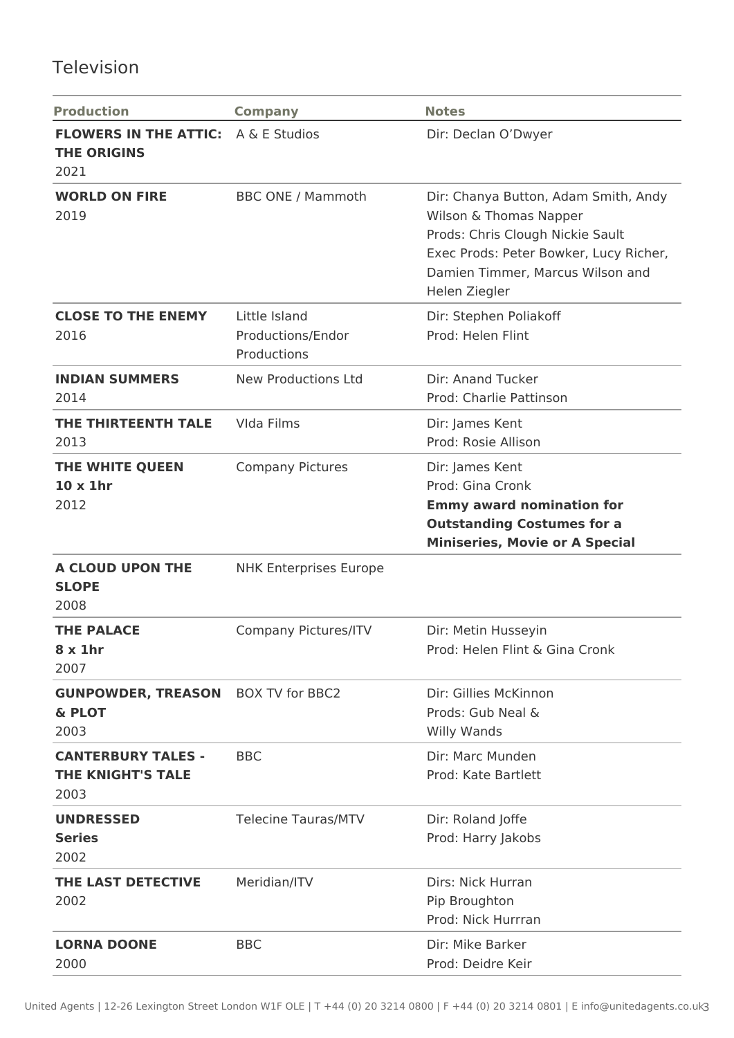## Television

| Production | Company | Notes |
| --- | --- | --- |
| **FLOWERS IN THE ATTIC: THE ORIGINS** 2021 | A & E Studios | Dir: Declan O'Dwyer |
| **WORLD ON FIRE** 2019 | BBC ONE / Mammoth | Dir: Chanya Button, Adam Smith, Andy Wilson & Thomas Napper Prods: Chris Clough Nickie Sault Exec Prods: Peter Bowker, Lucy Richer, Damien Timmer, Marcus Wilson and Helen Ziegler |
| **CLOSE TO THE ENEMY** 2016 | Little Island Productions/Endor Productions | Dir: Stephen Poliakoff Prod: Helen Flint |
| **INDIAN SUMMERS** 2014 | New Productions Ltd | Dir: Anand Tucker Prod: Charlie Pattinson |
| **THE THIRTEENTH TALE** 2013 | Vlda Films | Dir: James Kent Prod: Rosie Allison |
| **THE WHITE QUEEN** **10 x 1hr** 2012 | Company Pictures | Dir: James Kent Prod: Gina Cronk **Emmy award nomination for Outstanding Costumes for a Miniseries, Movie or A Special** |
| **A CLOUD UPON THE SLOPE** 2008 | NHK Enterprises Europe | |
| **THE PALACE** **8 x 1hr** 2007 | Company Pictures/ITV | Dir: Metin Husseyin Prod: Helen Flint & Gina Cronk |
| **GUNPOWDER, TREASON & PLOT** 2003 | BOX TV for BBC2 | Dir: Gillies McKinnon Prods: Gub Neal & Willy Wands |
| **CANTERBURY TALES - THE KNIGHT'S TALE** 2003 | BBC | Dir: Marc Munden Prod: Kate Bartlett |
| **UNDRESSED** **Series** 2002 | Telecine Tauras/MTV | Dir: Roland Joffe Prod: Harry Jakobs |
| **THE LAST DETECTIVE** 2002 | Meridian/ITV | Dirs: Nick Hurran Pip Broughton Prod: Nick Hurrran |
| **LORNA DOONE** 2000 | BBC | Dir: Mike Barker Prod: Deidre Keir |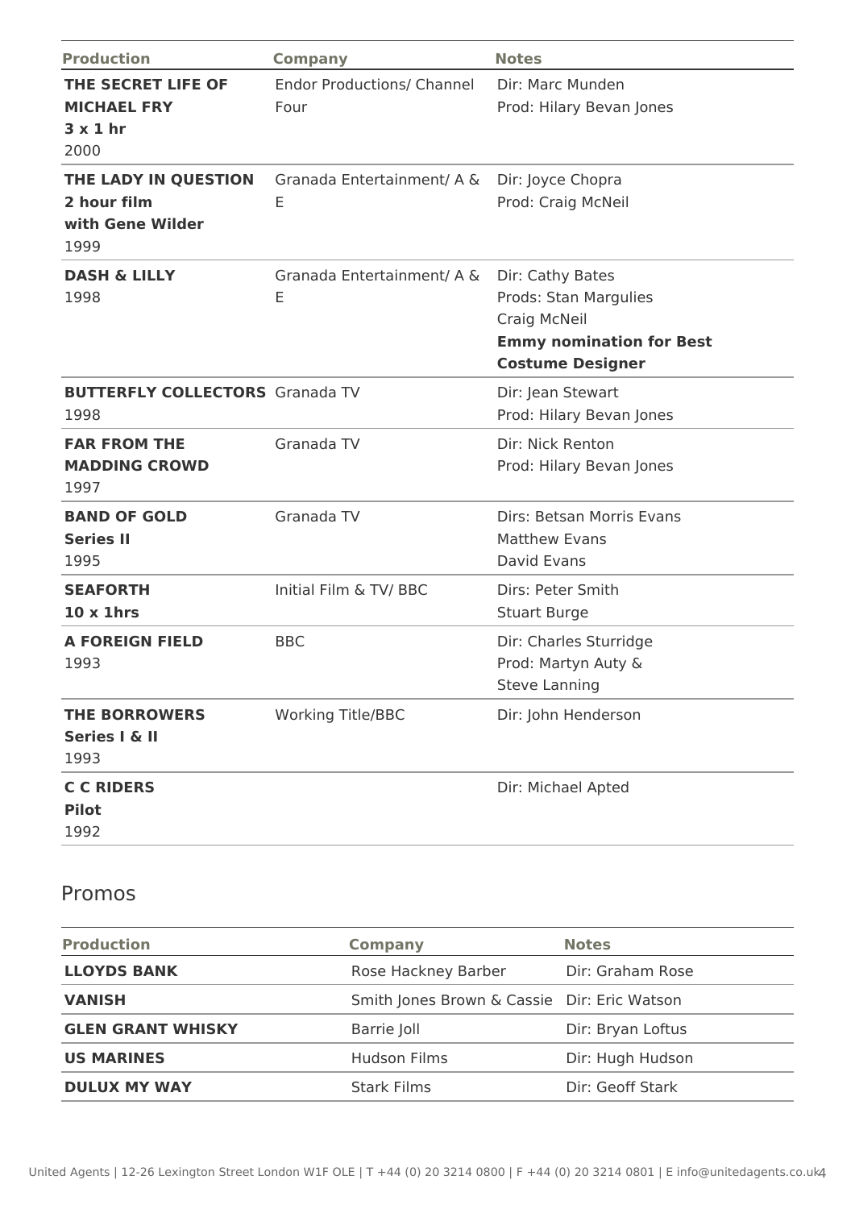| Production | Company | Notes |
| --- | --- | --- |
| **THE SECRET LIFE OF MICHAEL FRY** **3 x 1 hr** 2000 | Endor Productions/ Channel Four | Dir: Marc Munden Prod: Hilary Bevan Jones |
| **THE LADY IN QUESTION** **2 hour film** **with Gene Wilder** 1999 | Granada Entertainment/ A & E | Dir: Joyce Chopra Prod: Craig McNeil |
| **DASH & LILLY** 1998 | Granada Entertainment/ A & E | Dir: Cathy Bates Prods: Stan Margulies Craig McNeil **Emmy nomination for Best Costume Designer** |
| **BUTTERFLY COLLECTORS** 1998 | Granada TV | Dir: Jean Stewart Prod: Hilary Bevan Jones |
| **FAR FROM THE MADDING CROWD** 1997 | Granada TV | Dir: Nick Renton Prod: Hilary Bevan Jones |
| **BAND OF GOLD** **Series II** 1995 | Granada TV | Dirs: Betsan Morris Evans Matthew Evans David Evans |
| **SEAFORTH** **10 x 1hrs** | Initial Film & TV/ BBC | Dirs: Peter Smith Stuart Burge |
| **A FOREIGN FIELD** 1993 | BBC | Dir: Charles Sturridge Prod: Martyn Auty & Steve Lanning |
| **THE BORROWERS** **Series I & II** 1993 | Working Title/BBC | Dir: John Henderson |
| **C C RIDERS** **Pilot** 1992 | | Dir: Michael Apted |

## Promos

| Production | Company | Notes |
| --- | --- | --- |
| **LLOYDS BANK** | Rose Hackney Barber | Dir: Graham Rose |
| **VANISH** | Smith Jones Brown & Cassie | Dir: Eric Watson |
| **GLEN GRANT WHISKY** | Barrie Joll | Dir: Bryan Loftus |
| **US MARINES** | Hudson Films | Dir: Hugh Hudson |
| **DULUX MY WAY** | Stark Films | Dir: Geoff Stark |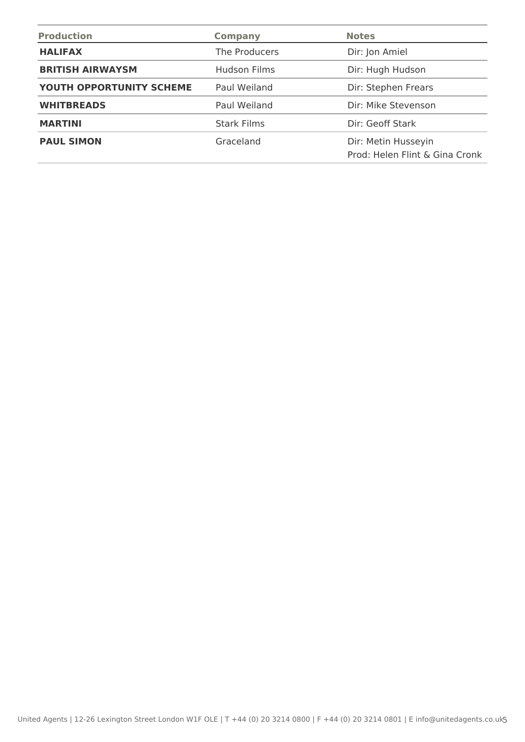| Production | Company | Notes |
|---|---|---|
| **HALIFAX** | The Producers | Dir: Jon Amiel |
| **BRITISH AIRWAYSM** | Hudson Films | Dir: Hugh Hudson |
| **YOUTH OPPORTUNITY SCHEME** | Paul Weiland | Dir: Stephen Frears |
| **WHITBREADS** | Paul Weiland | Dir: Mike Stevenson |
| **MARTINI** | Stark Films | Dir: Geoff Stark |
| **PAUL SIMON** | Graceland | Dir: Metin Husseyin<br>Prod: Helen Flint & Gina Cronk |